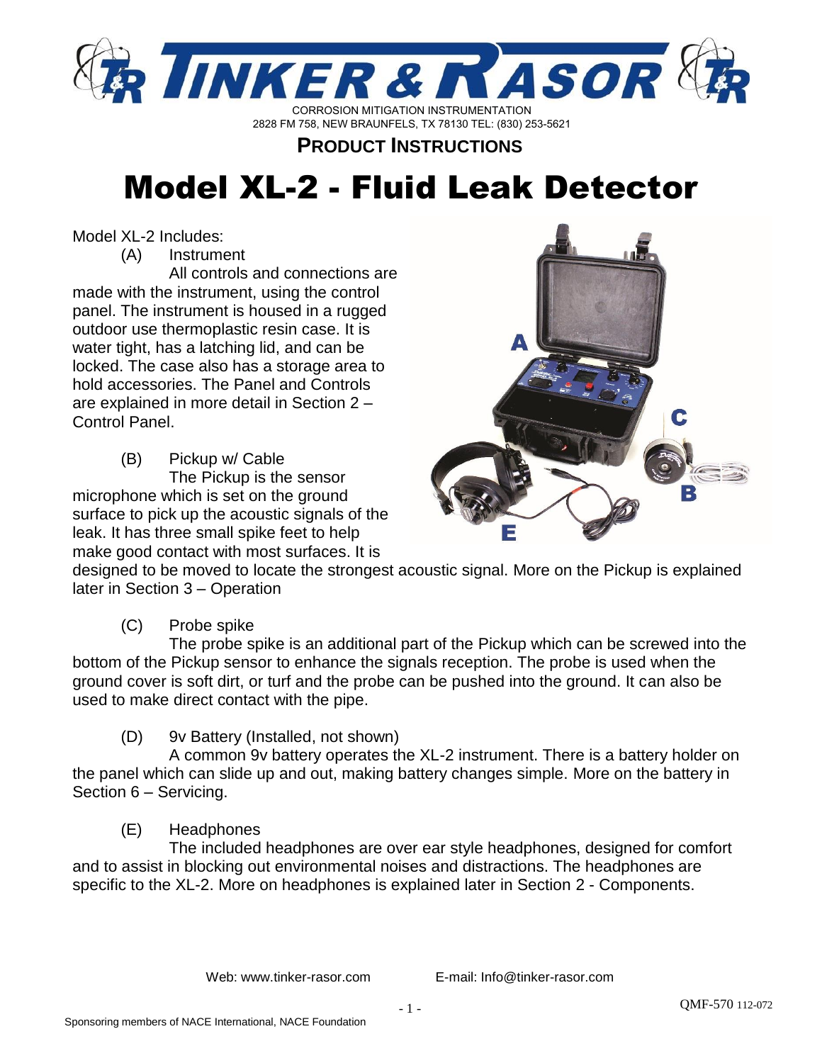# TINKER & RASOR

CORROSION MITIGATION INSTRUMENTATION
2828 FM 758, NEW BRAUNFELS, TX 78130 TEL: (830) 253-5621

**PRODUCT INSTRUCTIONS**

# Model XL-2 - Fluid Leak Detector

Model XL-2 Includes:

(A) Instrument

All controls and connections are made with the instrument, using the control panel. The instrument is housed in a rugged outdoor use thermoplastic resin case. It is water tight, has a latching lid, and can be locked. The case also has a storage area to hold accessories. The Panel and Controls are explained in more detail in Section 2 – Control Panel.

(B) Pickup w/ Cable

The Pickup is the sensor microphone which is set on the ground surface to pick up the acoustic signals of the leak. It has three small spike feet to help make good contact with most surfaces. It is designed to be moved to locate the strongest acoustic signal. More on the Pickup is explained later in Section 3 – Operation

(C) Probe spike

The probe spike is an additional part of the Pickup which can be screwed into the bottom of the Pickup sensor to enhance the signals reception. The probe is used when the ground cover is soft dirt, or turf and the probe can be pushed into the ground. It can also be used to make direct contact with the pipe.

(D) 9v Battery (Installed, not shown)

A common 9v battery operates the XL-2 instrument. There is a battery holder on the panel which can slide up and out, making battery changes simple. More on the battery in Section 6 – Servicing.

(E) Headphones

The included headphones are over ear style headphones, designed for comfort and to assist in blocking out environmental noises and distractions. The headphones are specific to the XL-2. More on headphones is explained later in Section 2 - Components.

Web: www.tinker-rasor.com E-mail: Info@tinker-rasor.com

QMF-570 112-072

Sponsoring members of NACE International, NACE Foundation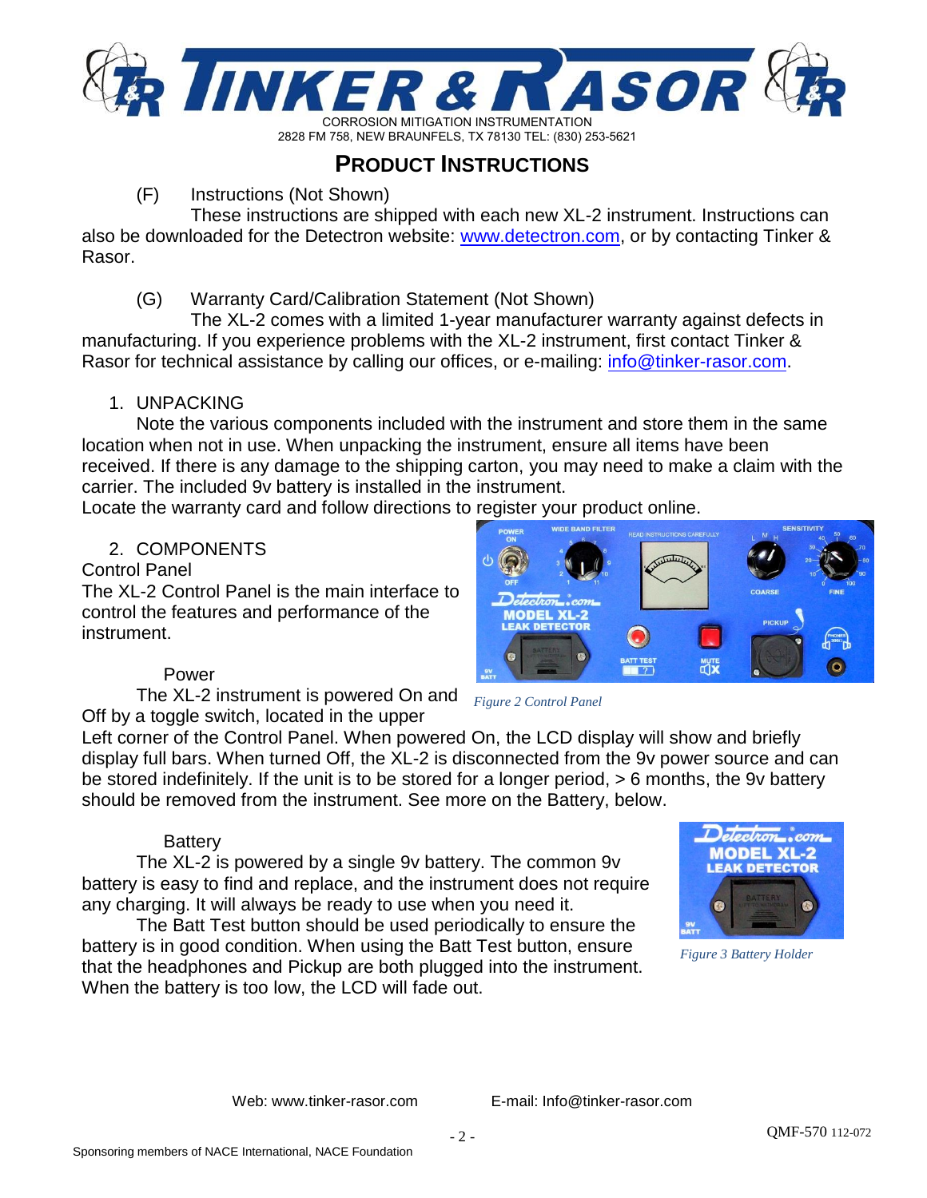## Product Instructions

(F) Instructions (Not Shown)

These instructions are shipped with each new XL-2 instrument. Instructions can also be downloaded for the Detectron website: www.detectron.com, or by contacting Tinker & Rasor.

(G) Warranty Card/Calibration Statement (Not Shown)

The XL-2 comes with a limited 1-year manufacturer warranty against defects in manufacturing. If you experience problems with the XL-2 instrument, first contact Tinker & Rasor for technical assistance by calling our offices, or e-mailing: info@tinker-rasor.com.

1. UNPACKING

Note the various components included with the instrument and store them in the same location when not in use. When unpacking the instrument, ensure all items have been received. If there is any damage to the shipping carton, you may need to make a claim with the carrier. The included 9v battery is installed in the instrument.
Locate the warranty card and follow directions to register your product online.

2. COMPONENTS

Control Panel

The XL-2 Control Panel is the main interface to control the features and performance of the instrument.

*Figure 2 Control Panel*

Power

The XL-2 instrument is powered On and Off by a toggle switch, located in the upper Left corner of the Control Panel. When powered On, the LCD display will show and briefly display full bars. When turned Off, the XL-2 is disconnected from the 9v power source and can be stored indefinitely. If the unit is to be stored for a longer period, > 6 months, the 9v battery should be removed from the instrument. See more on the Battery, below.

Battery

The XL-2 is powered by a single 9v battery. The common 9v battery is easy to find and replace, and the instrument does not require any charging. It will always be ready to use when you need it.

The Batt Test button should be used periodically to ensure the battery is in good condition. When using the Batt Test button, ensure that the headphones and Pickup are both plugged into the instrument. When the battery is too low, the LCD will fade out.

*Figure 3 Battery Holder*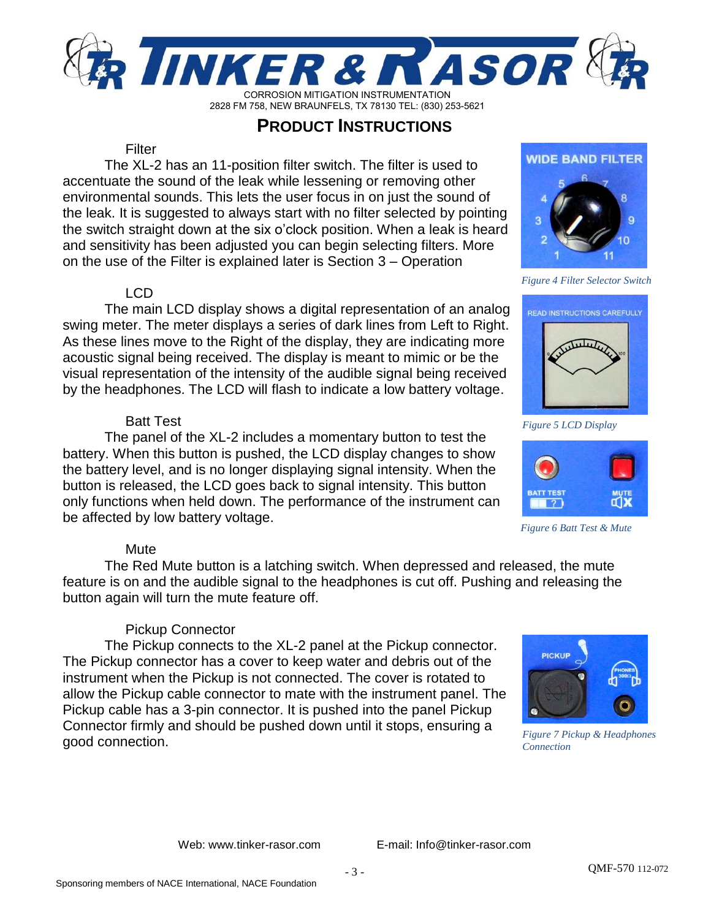## PRODUCT INSTRUCTIONS

### Filter

The XL-2 has an 11-position filter switch. The filter is used to accentuate the sound of the leak while lessening or removing other environmental sounds. This lets the user focus in on just the sound of the leak. It is suggested to always start with no filter selected by pointing the switch straight down at the six o'clock position. When a leak is heard and sensitivity has been adjusted you can begin selecting filters. More on the use of the Filter is explained later is Section 3 – Operation

*Figure 4 Filter Selector Switch*

### LCD

The main LCD display shows a digital representation of an analog swing meter. The meter displays a series of dark lines from Left to Right. As these lines move to the Right of the display, they are indicating more acoustic signal being received. The display is meant to mimic or be the visual representation of the intensity of the audible signal being received by the headphones. The LCD will flash to indicate a low battery voltage.

*Figure 5 LCD Display*

### Batt Test

The panel of the XL-2 includes a momentary button to test the battery. When this button is pushed, the LCD display changes to show the battery level, and is no longer displaying signal intensity. When the button is released, the LCD goes back to signal intensity. This button only functions when held down. The performance of the instrument can be affected by low battery voltage.

*Figure 6 Batt Test & Mute*

### Mute

The Red Mute button is a latching switch. When depressed and released, the mute feature is on and the audible signal to the headphones is cut off. Pushing and releasing the button again will turn the mute feature off.

### Pickup Connector

The Pickup connects to the XL-2 panel at the Pickup connector. The Pickup connector has a cover to keep water and debris out of the instrument when the Pickup is not connected. The cover is rotated to allow the Pickup cable connector to mate with the instrument panel. The Pickup cable has a 3-pin connector. It is pushed into the panel Pickup Connector firmly and should be pushed down until it stops, ensuring a good connection.

*Figure 7 Pickup & Headphones Connection*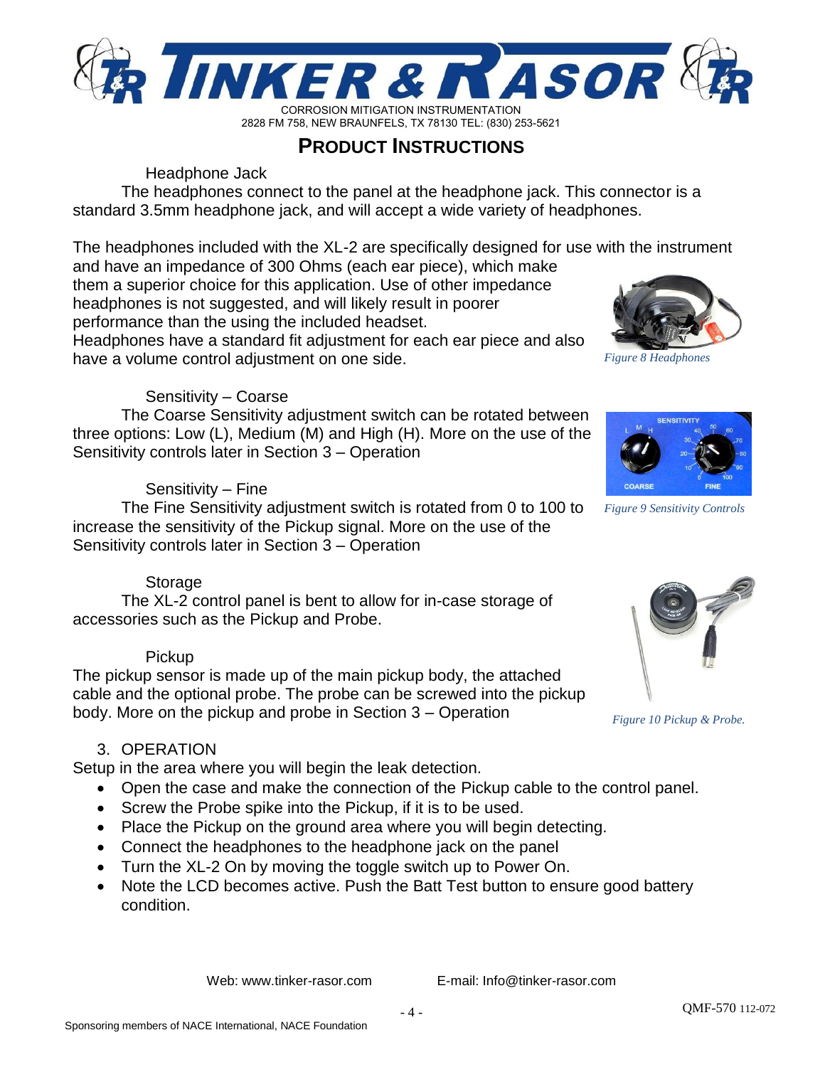## PRODUCT INSTRUCTIONS

### Headphone Jack

The headphones connect to the panel at the headphone jack. This connector is a standard 3.5mm headphone jack, and will accept a wide variety of headphones.

The headphones included with the XL-2 are specifically designed for use with the instrument and have an impedance of 300 Ohms (each ear piece), which make them a superior choice for this application. Use of other impedance headphones is not suggested, and will likely result in poorer performance than the using the included headset.
Headphones have a standard fit adjustment for each ear piece and also have a volume control adjustment on one side.

*Figure 8 Headphones*

### Sensitivity – Coarse

The Coarse Sensitivity adjustment switch can be rotated between three options: Low (L), Medium (M) and High (H). More on the use of the Sensitivity controls later in Section 3 – Operation

*Figure 9 Sensitivity Controls*

### Sensitivity – Fine

The Fine Sensitivity adjustment switch is rotated from 0 to 100 to increase the sensitivity of the Pickup signal. More on the use of the Sensitivity controls later in Section 3 – Operation

### Storage

The XL-2 control panel is bent to allow for in-case storage of accessories such as the Pickup and Probe.

### Pickup

The pickup sensor is made up of the main pickup body, the attached cable and the optional probe. The probe can be screwed into the pickup body. More on the pickup and probe in Section 3 – Operation

*Figure 10 Pickup & Probe.*

## 3. OPERATION

Setup in the area where you will begin the leak detection.

- Open the case and make the connection of the Pickup cable to the control panel.
- Screw the Probe spike into the Pickup, if it is to be used.
- Place the Pickup on the ground area where you will begin detecting.
- Connect the headphones to the headphone jack on the panel
- Turn the XL-2 On by moving the toggle switch up to Power On.
- Note the LCD becomes active. Push the Batt Test button to ensure good battery condition.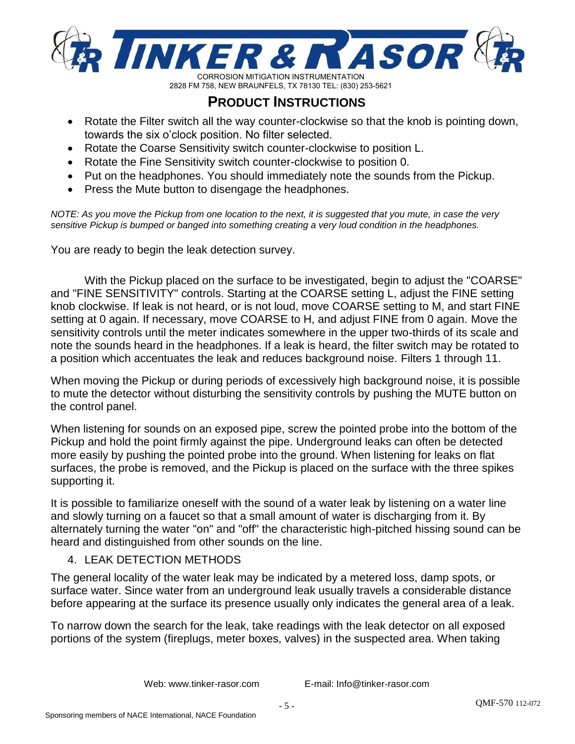## PRODUCT INSTRUCTIONS

- Rotate the Filter switch all the way counter-clockwise so that the knob is pointing down, towards the six o'clock position. No filter selected.
- Rotate the Coarse Sensitivity switch counter-clockwise to position L.
- Rotate the Fine Sensitivity switch counter-clockwise to position 0.
- Put on the headphones. You should immediately note the sounds from the Pickup.
- Press the Mute button to disengage the headphones.

*NOTE: As you move the Pickup from one location to the next, it is suggested that you mute, in case the very sensitive Pickup is bumped or banged into something creating a very loud condition in the headphones.*

You are ready to begin the leak detection survey.

With the Pickup placed on the surface to be investigated, begin to adjust the "COARSE" and "FINE SENSITIVITY" controls. Starting at the COARSE setting L, adjust the FINE setting knob clockwise. If leak is not heard, or is not loud, move COARSE setting to M, and start FINE setting at 0 again. If necessary, move COARSE to H, and adjust FINE from 0 again. Move the sensitivity controls until the meter indicates somewhere in the upper two-thirds of its scale and note the sounds heard in the headphones. If a leak is heard, the filter switch may be rotated to a position which accentuates the leak and reduces background noise. Filters 1 through 11.

When moving the Pickup or during periods of excessively high background noise, it is possible to mute the detector without disturbing the sensitivity controls by pushing the MUTE button on the control panel.

When listening for sounds on an exposed pipe, screw the pointed probe into the bottom of the Pickup and hold the point firmly against the pipe. Underground leaks can often be detected more easily by pushing the pointed probe into the ground. When listening for leaks on flat surfaces, the probe is removed, and the Pickup is placed on the surface with the three spikes supporting it.

It is possible to familiarize oneself with the sound of a water leak by listening on a water line and slowly turning on a faucet so that a small amount of water is discharging from it. By alternately turning the water "on" and "off" the characteristic high-pitched hissing sound can be heard and distinguished from other sounds on the line.

4. LEAK DETECTION METHODS

The general locality of the water leak may be indicated by a metered loss, damp spots, or surface water. Since water from an underground leak usually travels a considerable distance before appearing at the surface its presence usually only indicates the general area of a leak.

To narrow down the search for the leak, take readings with the leak detector on all exposed portions of the system (fireplugs, meter boxes, valves) in the suspected area. When taking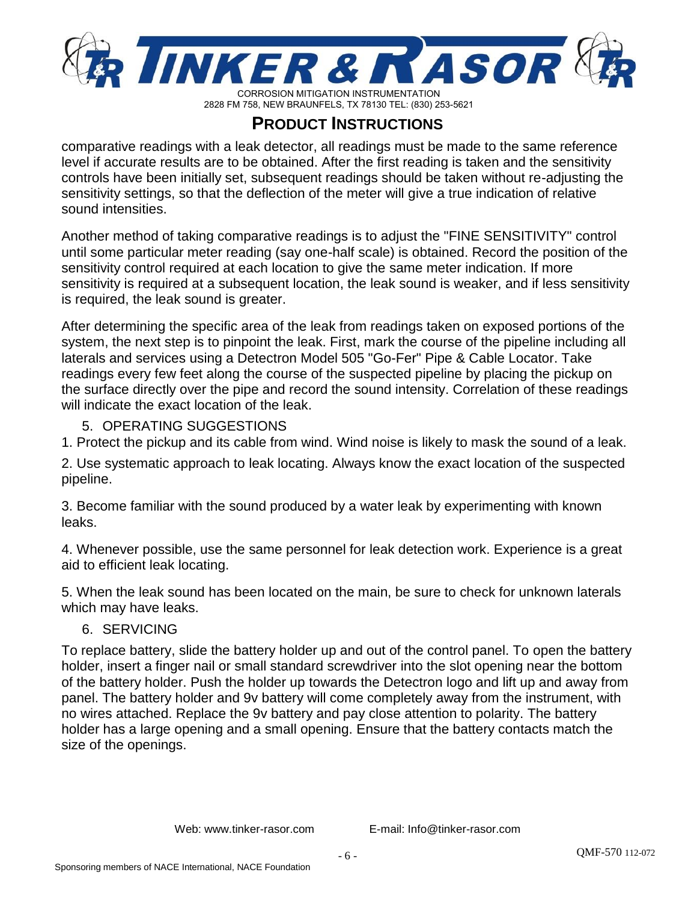comparative readings with a leak detector, all readings must be made to the same reference level if accurate results are to be obtained. After the first reading is taken and the sensitivity controls have been initially set, subsequent readings should be taken without re-adjusting the sensitivity settings, so that the deflection of the meter will give a true indication of relative sound intensities.

Another method of taking comparative readings is to adjust the "FINE SENSITIVITY" control until some particular meter reading (say one-half scale) is obtained. Record the position of the sensitivity control required at each location to give the same meter indication. If more sensitivity is required at a subsequent location, the leak sound is weaker, and if less sensitivity is required, the leak sound is greater.

After determining the specific area of the leak from readings taken on exposed portions of the system, the next step is to pinpoint the leak. First, mark the course of the pipeline including all laterals and services using a Detectron Model 505 "Go-Fer" Pipe & Cable Locator. Take readings every few feet along the course of the suspected pipeline by placing the pickup on the surface directly over the pipe and record the sound intensity. Correlation of these readings will indicate the exact location of the leak.

## 5. OPERATING SUGGESTIONS

1. Protect the pickup and its cable from wind. Wind noise is likely to mask the sound of a leak.

2. Use systematic approach to leak locating. Always know the exact location of the suspected pipeline.

3. Become familiar with the sound produced by a water leak by experimenting with known leaks.

4. Whenever possible, use the same personnel for leak detection work. Experience is a great aid to efficient leak locating.

5. When the leak sound has been located on the main, be sure to check for unknown laterals which may have leaks.

## 6. SERVICING

To replace battery, slide the battery holder up and out of the control panel. To open the battery holder, insert a finger nail or small standard screwdriver into the slot opening near the bottom of the battery holder. Push the holder up towards the Detectron logo and lift up and away from panel. The battery holder and 9v battery will come completely away from the instrument, with no wires attached. Replace the 9v battery and pay close attention to polarity. The battery holder has a large opening and a small opening. Ensure that the battery contacts match the size of the openings.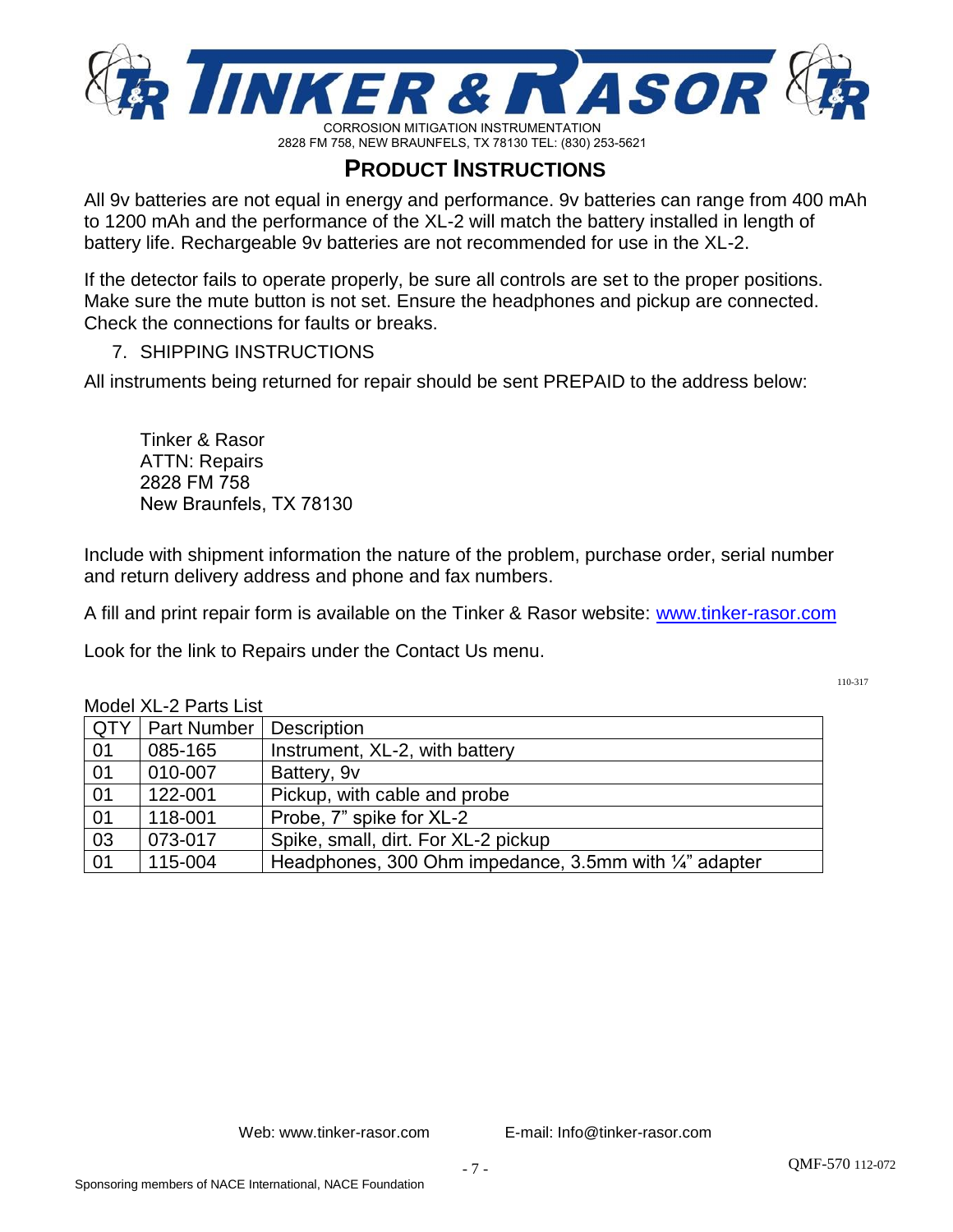# PRODUCT INSTRUCTIONS

All 9v batteries are not equal in energy and performance. 9v batteries can range from 400 mAh to 1200 mAh and the performance of the XL-2 will match the battery installed in length of battery life. Rechargeable 9v batteries are not recommended for use in the XL-2.

If the detector fails to operate properly, be sure all controls are set to the proper positions. Make sure the mute button is not set. Ensure the headphones and pickup are connected. Check the connections for faults or breaks.

7. SHIPPING INSTRUCTIONS

All instruments being returned for repair should be sent PREPAID to the address below:

Tinker & Rasor
ATTN: Repairs
2828 FM 758
New Braunfels, TX 78130

Include with shipment information the nature of the problem, purchase order, serial number and return delivery address and phone and fax numbers.

A fill and print repair form is available on the Tinker & Rasor website: [www.tinker-rasor.com](www.tinker-rasor.com)

Look for the link to Repairs under the Contact Us menu.

110-317

Model XL-2 Parts List

| QTY | Part Number | Description |
|---|---|---|
| 01 | 085-165 | Instrument, XL-2, with battery |
| 01 | 010-007 | Battery, 9v |
| 01 | 122-001 | Pickup, with cable and probe |
| 01 | 118-001 | Probe, 7" spike for XL-2 |
| 03 | 073-017 | Spike, small, dirt. For XL-2 pickup |
| 01 | 115-004 | Headphones, 300 Ohm impedance, 3.5mm with ¼" adapter |